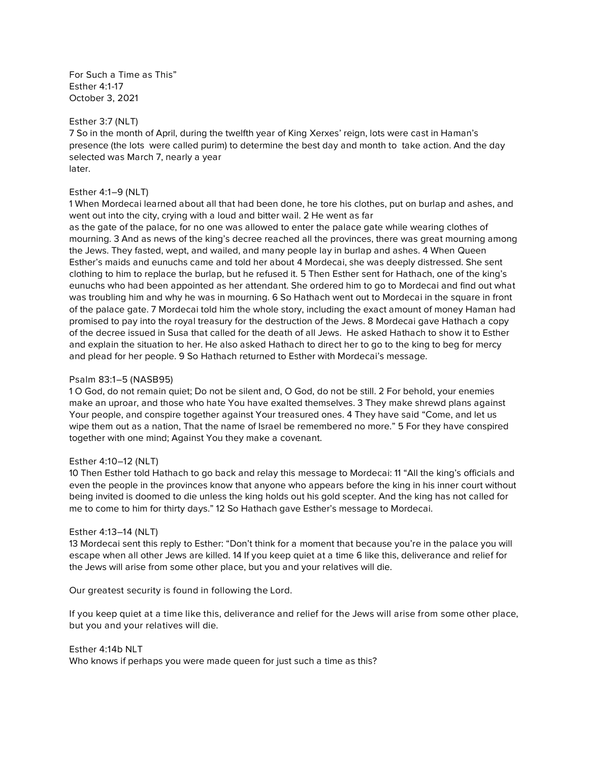For Such a Time as This"
Esther 4:1-17
October 3, 2021

Esther 3:7 (NLT)
7 So in the month of April, during the twelfth year of King Xerxes' reign, lots were cast in Haman's presence (the lots were called purim) to determine the best day and month to take action. And the day selected was March 7, nearly a year
later.

Esther 4:1–9 (NLT)
1 When Mordecai learned about all that had been done, he tore his clothes, put on burlap and ashes, and went out into the city, crying with a loud and bitter wail. 2 He went as far
as the gate of the palace, for no one was allowed to enter the palace gate while wearing clothes of mourning. 3 And as news of the king's decree reached all the provinces, there was great mourning among the Jews. They fasted, wept, and wailed, and many people lay in burlap and ashes. 4 When Queen Esther's maids and eunuchs came and told her about 4 Mordecai, she was deeply distressed. She sent clothing to him to replace the burlap, but he refused it. 5 Then Esther sent for Hathach, one of the king's eunuchs who had been appointed as her attendant. She ordered him to go to Mordecai and find out what was troubling him and why he was in mourning. 6 So Hathach went out to Mordecai in the square in front of the palace gate. 7 Mordecai told him the whole story, including the exact amount of money Haman had promised to pay into the royal treasury for the destruction of the Jews. 8 Mordecai gave Hathach a copy of the decree issued in Susa that called for the death of all Jews. He asked Hathach to show it to Esther and explain the situation to her. He also asked Hathach to direct her to go to the king to beg for mercy and plead for her people. 9 So Hathach returned to Esther with Mordecai's message.

Psalm 83:1–5 (NASB95)
1 O God, do not remain quiet; Do not be silent and, O God, do not be still. 2 For behold, your enemies make an uproar, and those who hate You have exalted themselves. 3 They make shrewd plans against Your people, and conspire together against Your treasured ones. 4 They have said "Come, and let us wipe them out as a nation, That the name of Israel be remembered no more." 5 For they have conspired together with one mind; Against You they make a covenant.

Esther 4:10–12 (NLT)
10 Then Esther told Hathach to go back and relay this message to Mordecai: 11 "All the king's officials and even the people in the provinces know that anyone who appears before the king in his inner court without being invited is doomed to die unless the king holds out his gold scepter. And the king has not called for me to come to him for thirty days." 12 So Hathach gave Esther's message to Mordecai.

Esther 4:13–14 (NLT)
13 Mordecai sent this reply to Esther: "Don't think for a moment that because you're in the palace you will escape when all other Jews are killed. 14 If you keep quiet at a time 6 like this, deliverance and relief for the Jews will arise from some other place, but you and your relatives will die.

Our greatest security is found in following the Lord.

If you keep quiet at a time like this, deliverance and relief for the Jews will arise from some other place, but you and your relatives will die.

Esther 4:14b NLT
Who knows if perhaps you were made queen for just such a time as this?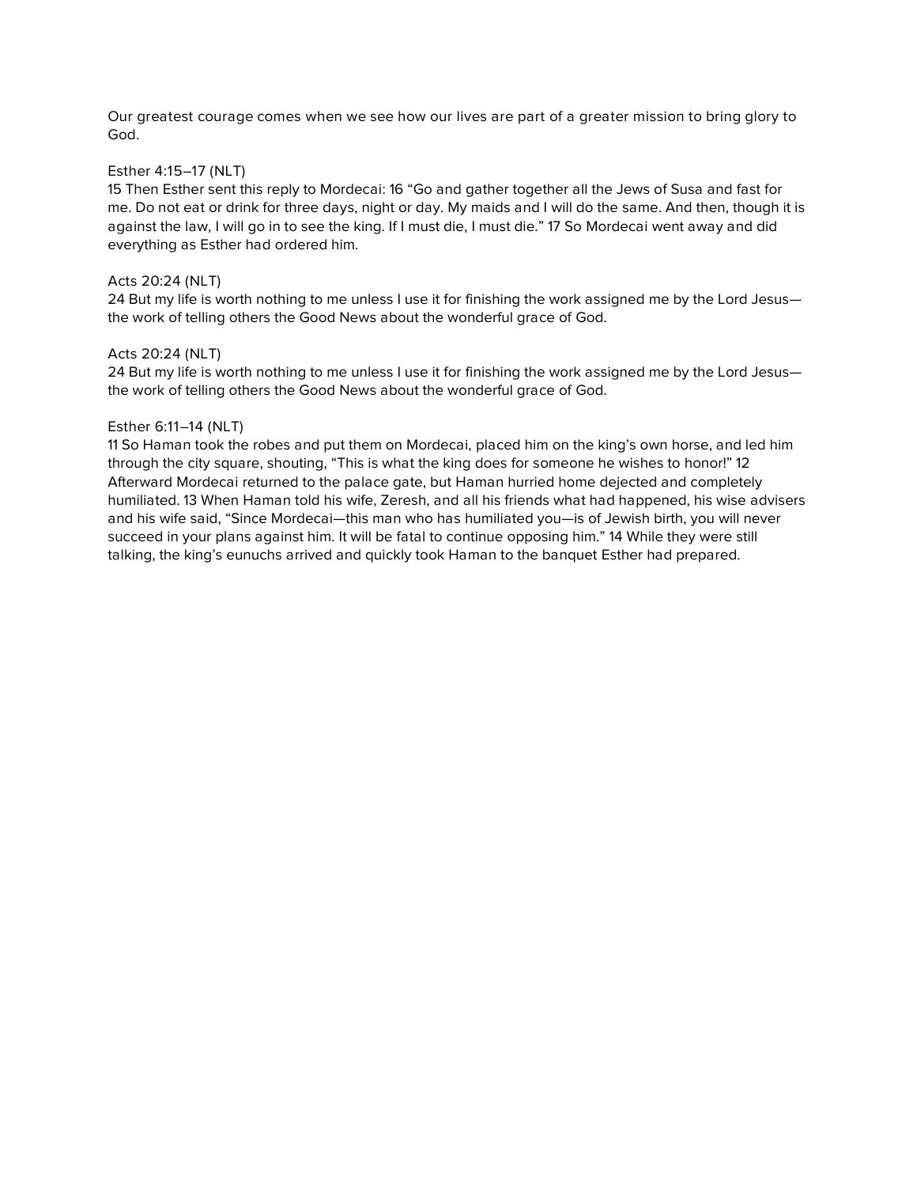Our greatest courage comes when we see how our lives are part of a greater mission to bring glory to God.

Esther 4:15–17 (NLT)
15 Then Esther sent this reply to Mordecai: 16 "Go and gather together all the Jews of Susa and fast for me. Do not eat or drink for three days, night or day. My maids and I will do the same. And then, though it is against the law, I will go in to see the king. If I must die, I must die." 17 So Mordecai went away and did everything as Esther had ordered him.

Acts 20:24 (NLT)
24 But my life is worth nothing to me unless I use it for finishing the work assigned me by the Lord Jesus—the work of telling others the Good News about the wonderful grace of God.

Acts 20:24 (NLT)
24 But my life is worth nothing to me unless I use it for finishing the work assigned me by the Lord Jesus—the work of telling others the Good News about the wonderful grace of God.

Esther 6:11–14 (NLT)
11 So Haman took the robes and put them on Mordecai, placed him on the king's own horse, and led him through the city square, shouting, "This is what the king does for someone he wishes to honor!" 12 Afterward Mordecai returned to the palace gate, but Haman hurried home dejected and completely humiliated. 13 When Haman told his wife, Zeresh, and all his friends what had happened, his wise advisers and his wife said, "Since Mordecai—this man who has humiliated you—is of Jewish birth, you will never succeed in your plans against him. It will be fatal to continue opposing him." 14 While they were still talking, the king's eunuchs arrived and quickly took Haman to the banquet Esther had prepared.